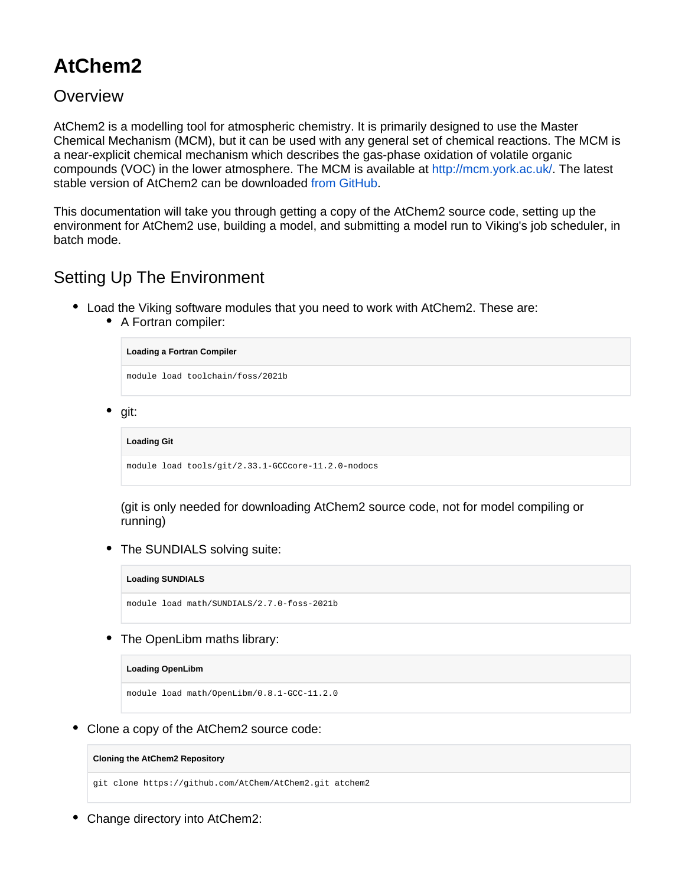# AtChem2

## Overview

AtChem2 is a modelling tool for atmospheric chemistry. It is primarily designed to use the Master Chemical Mechanism (MCM), but it can be used with any general set of chemical reactions. The MCM is a near-explicit chemical mechanism which describes the gas-phase oxidation of volatile organic compounds (VOC) in the lower atmosphere. The MCM is available at http://mcm.york.ac.uk/. The latest stable version of AtChem2 can be downloaded from GitHub.

This documentation will take you through getting a copy of the AtChem2 source code, setting up the environment for AtChem2 use, building a model, and submitting a model run to Viking's job scheduler, in batch mode.

## Setting Up The Environment

- Load the Viking software modules that you need to work with AtChem2. These are:
  - A Fortran compiler:

    **Loading a Fortran Compiler**

    ```
    module load toolchain/foss/2021b
    ```

  - git:

    **Loading Git**

    ```
    module load tools/git/2.33.1-GCCcore-11.2.0-nodocs
    ```

    (git is only needed for downloading AtChem2 source code, not for model compiling or running)

  - The SUNDIALS solving suite:

    **Loading SUNDIALS**

    ```
    module load math/SUNDIALS/2.7.0-foss-2021b
    ```

  - The OpenLibm maths library:

    **Loading OpenLibm**

    ```
    module load math/OpenLibm/0.8.1-GCC-11.2.0
    ```

- Clone a copy of the AtChem2 source code:

  **Cloning the AtChem2 Repository**

  ```
  git clone https://github.com/AtChem/AtChem2.git atchem2
  ```

- Change directory into AtChem2: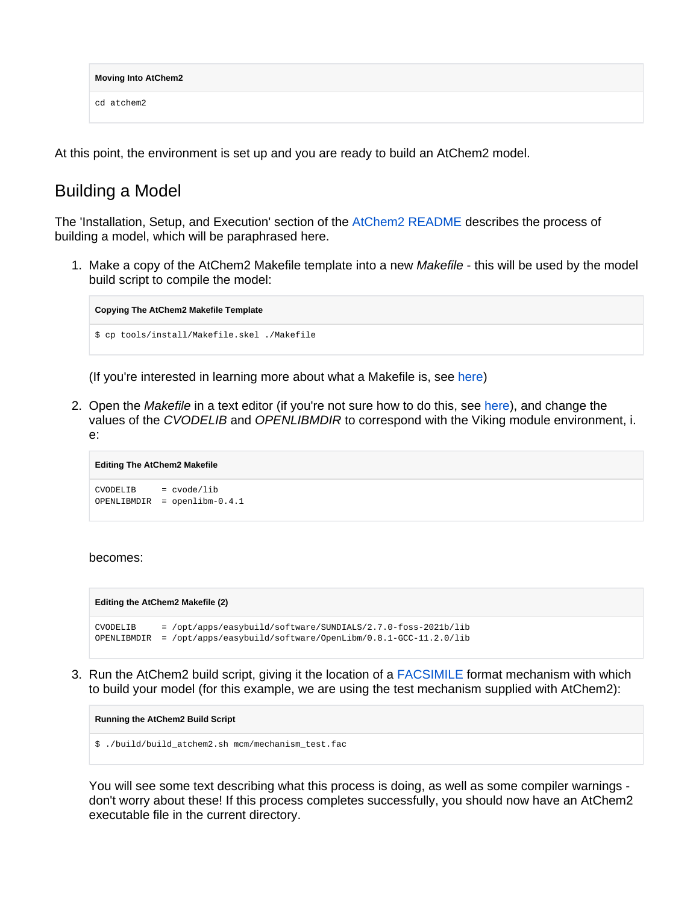**Moving Into AtChem2**

```
cd atchem2
```

At this point, the environment is set up and you are ready to build an AtChem2 model.

## Building a Model

The 'Installation, Setup, and Execution' section of the AtChem2 README describes the process of building a model, which will be paraphrased here.

1. Make a copy of the AtChem2 Makefile template into a new *Makefile* - this will be used by the model build script to compile the model:

   **Copying The AtChem2 Makefile Template**

   ```
   $ cp tools/install/Makefile.skel ./Makefile
   ```

   (If you're interested in learning more about what a Makefile is, see here)

2. Open the *Makefile* in a text editor (if you're not sure how to do this, see here), and change the values of the *CVODELIB* and *OPENLIBMDIR* to correspond with the Viking module environment, i.e:

   **Editing The AtChem2 Makefile**

   ```
   CVODELIB     = cvode/lib
   OPENLIBMDIR  = openlibm-0.4.1
   ```

   becomes:

   **Editing the AtChem2 Makefile (2)**

   ```
   CVODELIB     = /opt/apps/easybuild/software/SUNDIALS/2.7.0-foss-2021b/lib
   OPENLIBMDIR  = /opt/apps/easybuild/software/OpenLibm/0.8.1-GCC-11.2.0/lib
   ```

3. Run the AtChem2 build script, giving it the location of a FACSIMILE format mechanism with which to build your model (for this example, we are using the test mechanism supplied with AtChem2):

   **Running the AtChem2 Build Script**

   ```
   $ ./build/build_atchem2.sh mcm/mechanism_test.fac
   ```

   You will see some text describing what this process is doing, as well as some compiler warnings - don't worry about these! If this process completes successfully, you should now have an AtChem2 executable file in the current directory.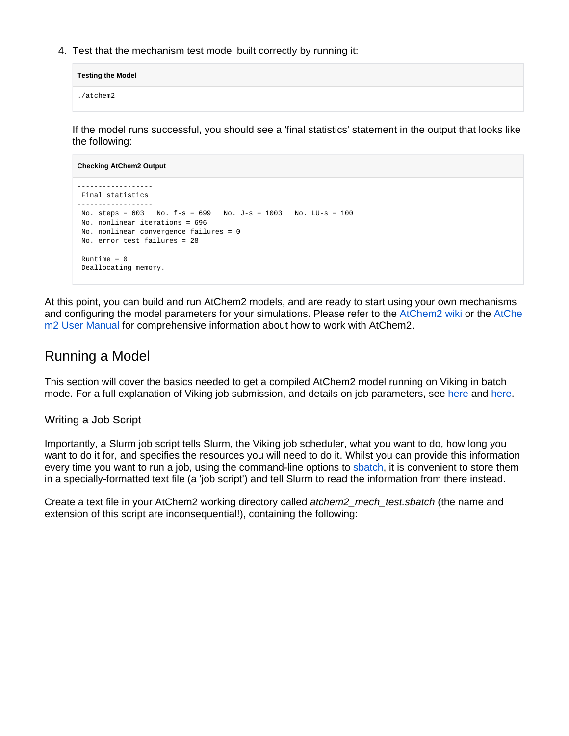4. Test that the mechanism test model built correctly by running it:

**Testing the Model**

```
./atchem2
```

If the model runs successful, you should see a 'final statistics' statement in the output that looks like the following:

**Checking AtChem2 Output**

```
------------------
 Final statistics
------------------
 No. steps = 603   No. f-s = 699   No. J-s = 1003   No. LU-s = 100
 No. nonlinear iterations = 696
 No. nonlinear convergence failures = 0
 No. error test failures = 28

 Runtime = 0
 Deallocating memory.
```

At this point, you can build and run AtChem2 models, and are ready to start using your own mechanisms and configuring the model parameters for your simulations. Please refer to the AtChem2 wiki or the AtChem2 User Manual for comprehensive information about how to work with AtChem2.

## Running a Model

This section will cover the basics needed to get a compiled AtChem2 model running on Viking in batch mode. For a full explanation of Viking job submission, and details on job parameters, see here and here.

### Writing a Job Script

Importantly, a Slurm job script tells Slurm, the Viking job scheduler, what you want to do, how long you want to do it for, and specifies the resources you will need to do it. Whilst you can provide this information every time you want to run a job, using the command-line options to sbatch, it is convenient to store them in a specially-formatted text file (a 'job script') and tell Slurm to read the information from there instead.

Create a text file in your AtChem2 working directory called *atchem2_mech_test.sbatch* (the name and extension of this script are inconsequential!), containing the following: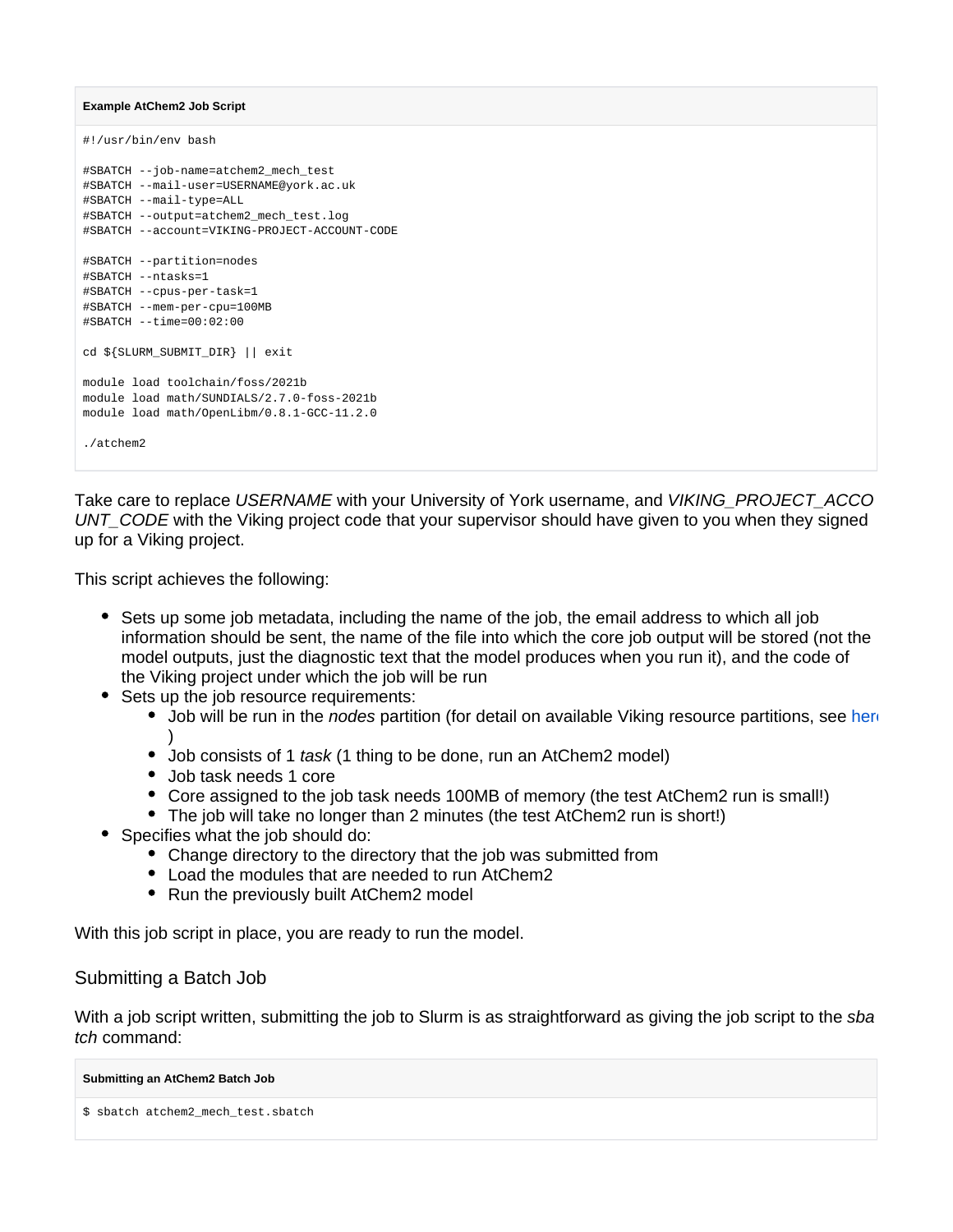**Example AtChem2 Job Script**

```
#!/usr/bin/env bash

#SBATCH --job-name=atchem2_mech_test
#SBATCH --mail-user=USERNAME@york.ac.uk
#SBATCH --mail-type=ALL
#SBATCH --output=atchem2_mech_test.log
#SBATCH --account=VIKING-PROJECT-ACCOUNT-CODE

#SBATCH --partition=nodes
#SBATCH --ntasks=1
#SBATCH --cpus-per-task=1
#SBATCH --mem-per-cpu=100MB
#SBATCH --time=00:02:00

cd ${SLURM_SUBMIT_DIR} || exit

module load toolchain/foss/2021b
module load math/SUNDIALS/2.7.0-foss-2021b
module load math/OpenLibm/0.8.1-GCC-11.2.0

./atchem2
```

Take care to replace *USERNAME* with your University of York username, and *VIKING_PROJECT_ACCOUNT_CODE* with the Viking project code that your supervisor should have given to you when they signed up for a Viking project.

This script achieves the following:

- Sets up some job metadata, including the name of the job, the email address to which all job information should be sent, the name of the file into which the core job output will be stored (not the model outputs, just the diagnostic text that the model produces when you run it), and the code of the Viking project under which the job will be run
- Sets up the job resource requirements:
  - Job will be run in the *nodes* partition (for detail on available Viking resource partitions, see here)
  - Job consists of 1 *task* (1 thing to be done, run an AtChem2 model)
  - Job task needs 1 core
  - Core assigned to the job task needs 100MB of memory (the test AtChem2 run is small!)
  - The job will take no longer than 2 minutes (the test AtChem2 run is short!)
- Specifies what the job should do:
  - Change directory to the directory that the job was submitted from
  - Load the modules that are needed to run AtChem2
  - Run the previously built AtChem2 model

With this job script in place, you are ready to run the model.

## Submitting a Batch Job

With a job script written, submitting the job to Slurm is as straightforward as giving the job script to the *sbatch* command:

**Submitting an AtChem2 Batch Job**

```
$ sbatch atchem2_mech_test.sbatch
```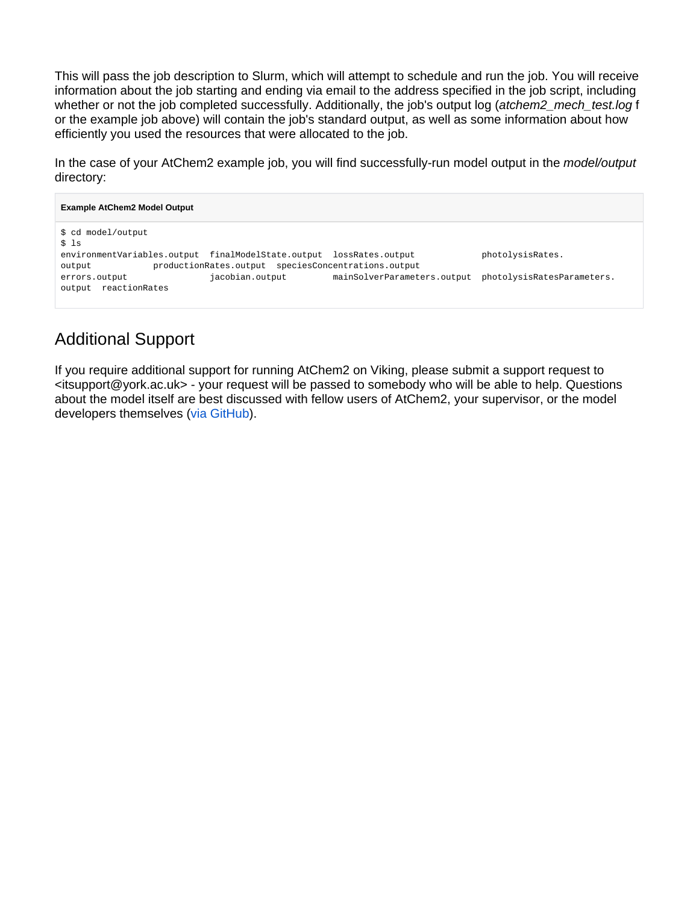This will pass the job description to Slurm, which will attempt to schedule and run the job. You will receive information about the job starting and ending via email to the address specified in the job script, including whether or not the job completed successfully. Additionally, the job's output log (*atchem2_mech_test.log* for the example job above) will contain the job's standard output, as well as some information about how efficiently you used the resources that were allocated to the job.

In the case of your AtChem2 example job, you will find successfully-run model output in the *model/output* directory:

**Example AtChem2 Model Output**

```
$ cd model/output
$ ls
environmentVariables.output  finalModelState.output  lossRates.output            photolysisRates.
output            productionRates.output  speciesConcentrations.output
errors.output                jacobian.output         mainSolverParameters.output  photolysisRatesParameters.
output  reactionRates
```

## Additional Support

If you require additional support for running AtChem2 on Viking, please submit a support request to <itsupport@york.ac.uk> - your request will be passed to somebody who will be able to help. Questions about the model itself are best discussed with fellow users of AtChem2, your supervisor, or the model developers themselves (via GitHub).